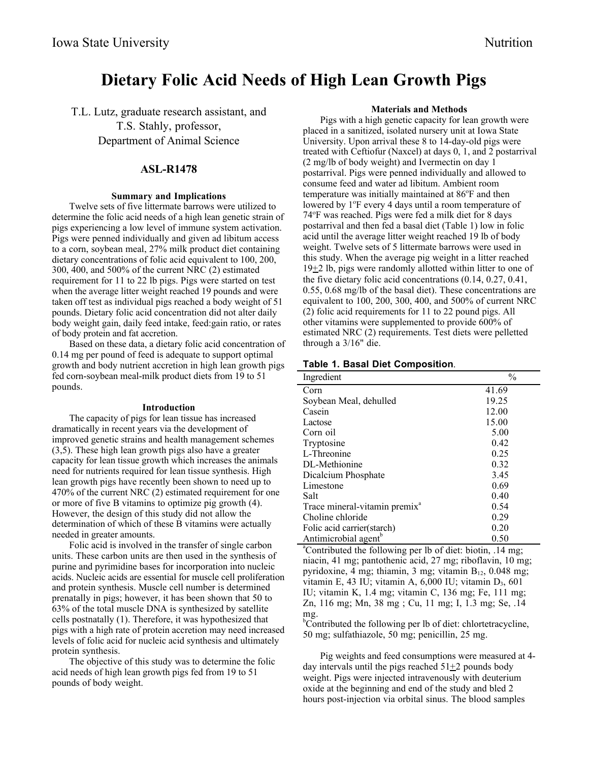# Dietary Folic Acid Needs of High Lean Growth Pigs

T.L. Lutz, graduate research assistant, and
T.S. Stahly, professor,
Department of Animal Science

## ASL-R1478

### Summary and Implications

Twelve sets of five littermate barrows were utilized to determine the folic acid needs of a high lean genetic strain of pigs experiencing a low level of immune system activation. Pigs were penned individually and given ad libitum access to a corn, soybean meal, 27% milk product diet containing dietary concentrations of folic acid equivalent to 100, 200, 300, 400, and 500% of the current NRC (2) estimated requirement for 11 to 22 lb pigs. Pigs were started on test when the average litter weight reached 19 pounds and were taken off test as individual pigs reached a body weight of 51 pounds. Dietary folic acid concentration did not alter daily body weight gain, daily feed intake, feed:gain ratio, or rates of body protein and fat accretion.

Based on these data, a dietary folic acid concentration of 0.14 mg per pound of feed is adequate to support optimal growth and body nutrient accretion in high lean growth pigs fed corn-soybean meal-milk product diets from 19 to 51 pounds.

### Introduction

The capacity of pigs for lean tissue has increased dramatically in recent years via the development of improved genetic strains and health management schemes (3,5). These high lean growth pigs also have a greater capacity for lean tissue growth which increases the animals need for nutrients required for lean tissue synthesis. High lean growth pigs have recently been shown to need up to 470% of the current NRC (2) estimated requirement for one or more of five B vitamins to optimize pig growth (4). However, the design of this study did not allow the determination of which of these B vitamins were actually needed in greater amounts.

Folic acid is involved in the transfer of single carbon units. These carbon units are then used in the synthesis of purine and pyrimidine bases for incorporation into nucleic acids. Nucleic acids are essential for muscle cell proliferation and protein synthesis. Muscle cell number is determined prenatally in pigs; however, it has been shown that 50 to 63% of the total muscle DNA is synthesized by satellite cells postnatally (1). Therefore, it was hypothesized that pigs with a high rate of protein accretion may need increased levels of folic acid for nucleic acid synthesis and ultimately protein synthesis.

The objective of this study was to determine the folic acid needs of high lean growth pigs fed from 19 to 51 pounds of body weight.

### Materials and Methods

Pigs with a high genetic capacity for lean growth were placed in a sanitized, isolated nursery unit at Iowa State University. Upon arrival these 8 to 14-day-old pigs were treated with Ceftiofur (Naxcel) at days 0, 1, and 2 postarrival (2 mg/lb of body weight) and Ivermectin on day 1 postarrival. Pigs were penned individually and allowed to consume feed and water ad libitum. Ambient room temperature was initially maintained at 86°F and then lowered by 1°F every 4 days until a room temperature of 74°F was reached. Pigs were fed a milk diet for 8 days postarrival and then fed a basal diet (Table 1) low in folic acid until the average litter weight reached 19 lb of body weight. Twelve sets of 5 littermate barrows were used in this study. When the average pig weight in a litter reached 19±2 lb, pigs were randomly allotted within litter to one of the five dietary folic acid concentrations (0.14, 0.27, 0.41, 0.55, 0.68 mg/lb of the basal diet). These concentrations are equivalent to 100, 200, 300, 400, and 500% of current NRC (2) folic acid requirements for 11 to 22 pound pigs. All other vitamins were supplemented to provide 600% of estimated NRC (2) requirements. Test diets were pelletted through a 3/16" die.

**Table 1. Basal Diet Composition.**

| Ingredient | % |
|---|---|
| Corn | 41.69 |
| Soybean Meal, dehulled | 19.25 |
| Casein | 12.00 |
| Lactose | 15.00 |
| Corn oil | 5.00 |
| Tryptosine | 0.42 |
| L-Threonine | 0.25 |
| DL-Methionine | 0.32 |
| Dicalcium Phosphate | 3.45 |
| Limestone | 0.69 |
| Salt | 0.40 |
| Trace mineral-vitamin premix[a] | 0.54 |
| Choline chloride | 0.29 |
| Folic acid carrier(starch) | 0.20 |
| Antimicrobial agent[b] | 0.50 |

[a]Contributed the following per lb of diet: biotin, .14 mg; niacin, 41 mg; pantothenic acid, 27 mg; riboflavin, 10 mg; pyridoxine, 4 mg; thiamin, 3 mg; vitamin $B_{12}$, 0.048 mg; vitamin E, 43 IU; vitamin A, 6,000 IU; vitamin $D_3$, 601 IU; vitamin K, 1.4 mg; vitamin C, 136 mg; Fe, 111 mg; Zn, 116 mg; Mn, 38 mg ; Cu, 11 mg; I, 1.3 mg; Se, .14 mg.

[b]Contributed the following per lb of diet: chlortetracycline, 50 mg; sulfathiazole, 50 mg; penicillin, 25 mg.

Pig weights and feed consumptions were measured at 4-day intervals until the pigs reached 51±2 pounds body weight. Pigs were injected intravenously with deuterium oxide at the beginning and end of the study and bled 2 hours post-injection via orbital sinus. The blood samples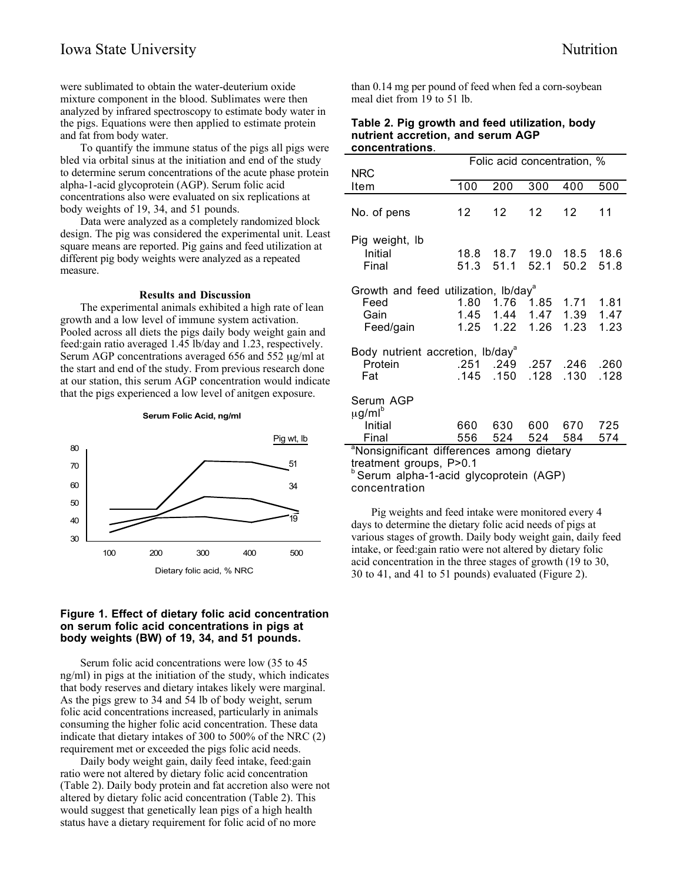were sublimated to obtain the water-deuterium oxide mixture component in the blood. Sublimates were then analyzed by infrared spectroscopy to estimate body water in the pigs. Equations were then applied to estimate protein and fat from body water.

To quantify the immune status of the pigs all pigs were bled via orbital sinus at the initiation and end of the study to determine serum concentrations of the acute phase protein alpha-1-acid glycoprotein (AGP). Serum folic acid concentrations also were evaluated on six replications at body weights of 19, 34, and 51 pounds.

Data were analyzed as a completely randomized block design. The pig was considered the experimental unit. Least square means are reported. Pig gains and feed utilization at different pig body weights were analyzed as a repeated measure.

### Results and Discussion

The experimental animals exhibited a high rate of lean growth and a low level of immune system activation. Pooled across all diets the pigs daily body weight gain and feed:gain ratio averaged 1.45 lb/day and 1.23, respectively. Serum AGP concentrations averaged 656 and 552 μg/ml at the start and end of the study. From previous research done at our station, this serum AGP concentration would indicate that the pigs experienced a low level of anitgen exposure.

**Figure 1. Effect of dietary folic acid concentration on serum folic acid concentrations in pigs at body weights (BW) of 19, 34, and 51 pounds.**

Serum folic acid concentrations were low (35 to 45 ng/ml) in pigs at the initiation of the study, which indicates that body reserves and dietary intakes likely were marginal. As the pigs grew to 34 and 54 lb of body weight, serum folic acid concentrations increased, particularly in animals consuming the higher folic acid concentration. These data indicate that dietary intakes of 300 to 500% of the NRC (2) requirement met or exceeded the pigs folic acid needs.

Daily body weight gain, daily feed intake, feed:gain ratio were not altered by dietary folic acid concentration (Table 2). Daily body protein and fat accretion also were not altered by dietary folic acid concentration (Table 2). This would suggest that genetically lean pigs of a high health status have a dietary requirement for folic acid of no more than 0.14 mg per pound of feed when fed a corn-soybean meal diet from 19 to 51 lb.

**Table 2. Pig growth and feed utilization, body nutrient accretion, and serum AGP concentrations.**

| Item | Folic acid concentration, % NRC | | | | |
|---|---|---|---|---|---|
| | 100 | 200 | 300 | 400 | 500 |
| No. of pens | 12 | 12 | 12 | 12 | 11 |
| Pig weight, lb | | | | | |
| Initial | 18.8 | 18.7 | 19.0 | 18.5 | 18.6 |
| Final | 51.3 | 51.1 | 52.1 | 50.2 | 51.8 |
| Growth and feed utilization, lb/day[a] | | | | | |
| Feed | 1.80 | 1.76 | 1.85 | 1.71 | 1.81 |
| Gain | 1.45 | 1.44 | 1.47 | 1.39 | 1.47 |
| Feed/gain | 1.25 | 1.22 | 1.26 | 1.23 | 1.23 |
| Body nutrient accretion, lb/day[a] | | | | | |
| Protein | .251 | .249 | .257 | .246 | .260 |
| Fat | .145 | .150 | .128 | .130 | .128 |
| Serum AGP μg/ml[b] | | | | | |
| Initial | 660 | 630 | 600 | 670 | 725 |
| Final | 556 | 524 | 524 | 584 | 574 |

[a]Nonsignificant differences among dietary treatment groups, P>0.1
[b]Serum alpha-1-acid glycoprotein (AGP) concentration

Pig weights and feed intake were monitored every 4 days to determine the dietary folic acid needs of pigs at various stages of growth. Daily body weight gain, daily feed intake, or feed:gain ratio were not altered by dietary folic acid concentration in the three stages of growth (19 to 30, 30 to 41, and 41 to 51 pounds) evaluated (Figure 2).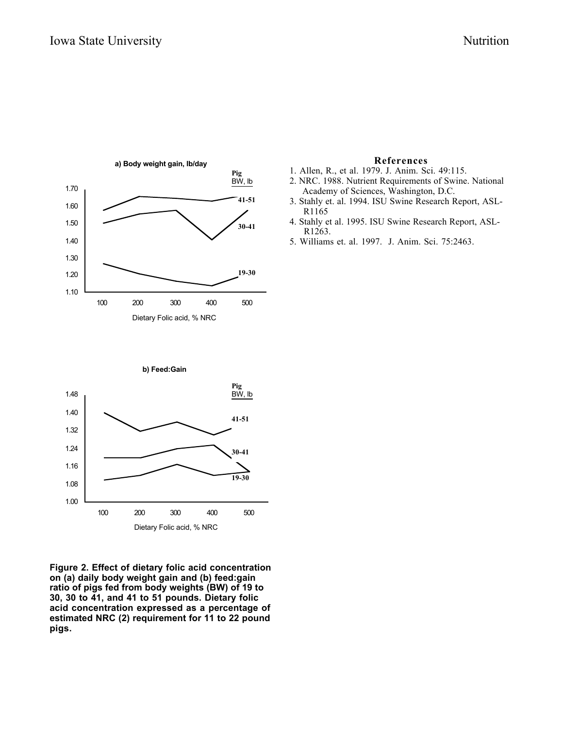a) Body weight gain, lb/day

Pig
BW, lb

1.70
1.60
1.50
1.40
1.30
1.20
1.10

41-51
30-41
19-30

100 200 300 400 500

Dietary Folic acid, % NRC

b) Feed:Gain

Pig
BW, lb

1.48
1.40
1.32
1.24
1.16
1.08
1.00

41-51
30-41
19-30

100 200 300 400 500

Dietary Folic acid, % NRC

**Figure 2. Effect of dietary folic acid concentration on (a) daily body weight gain and (b) feed:gain ratio of pigs fed from body weights (BW) of 19 to 30, 30 to 41, and 41 to 51 pounds. Dietary folic acid concentration expressed as a percentage of estimated NRC (2) requirement for 11 to 22 pound pigs.**

## References

1. Allen, R., et al. 1979. J. Anim. Sci. 49:115.
2. NRC. 1988. Nutrient Requirements of Swine. National Academy of Sciences, Washington, D.C.
3. Stahly et. al. 1994. ISU Swine Research Report, ASL-R1165
4. Stahly et al. 1995. ISU Swine Research Report, ASL-R1263.
5. Williams et. al. 1997. J. Anim. Sci. 75:2463.